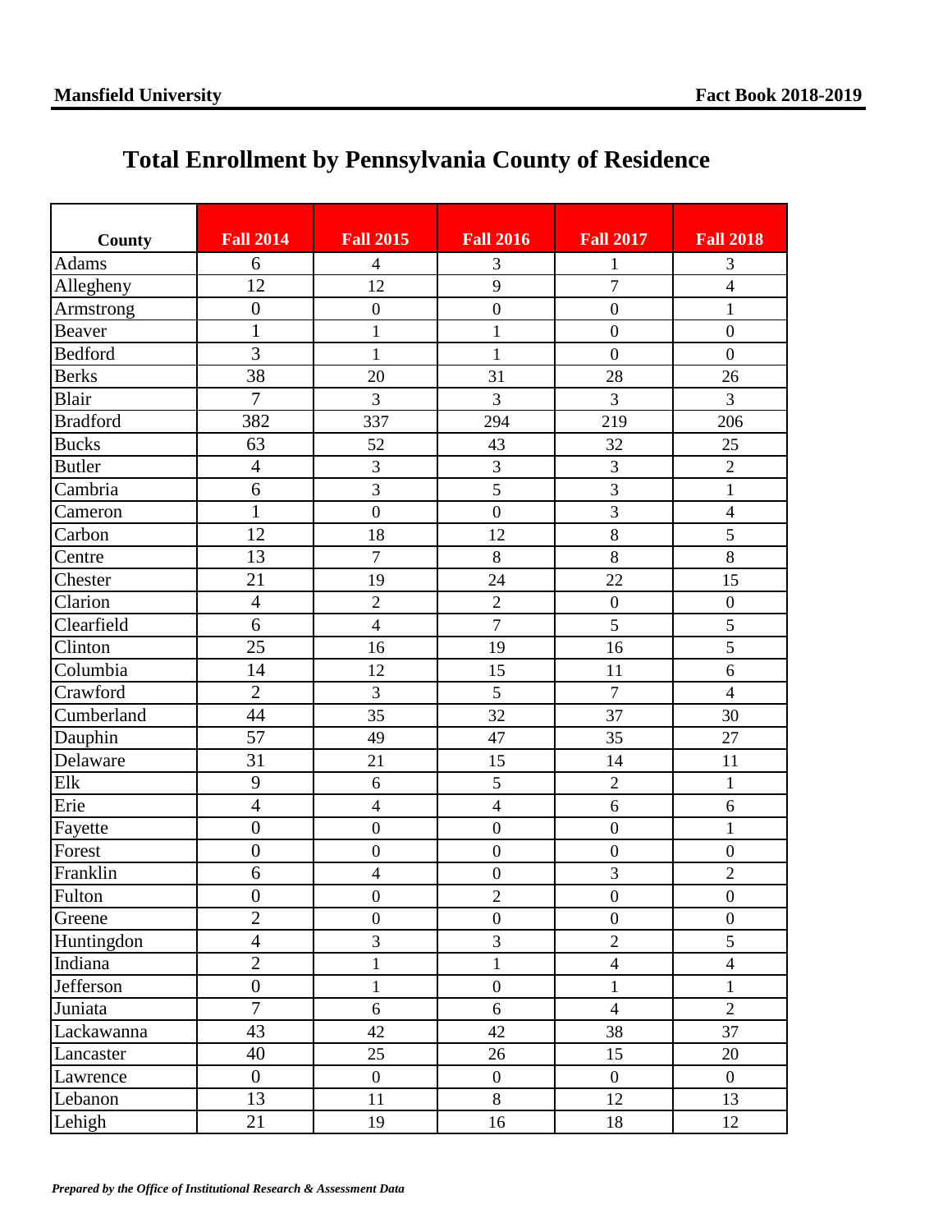# Total Enrollment by Pennsylvania County of Residence

| County | Fall 2014 | Fall 2015 | Fall 2016 | Fall 2017 | Fall 2018 |
|---|---|---|---|---|---|
| Adams | 6 | 4 | 3 | 1 | 3 |
| Allegheny | 12 | 12 | 9 | 7 | 4 |
| Armstrong | 0 | 0 | 0 | 0 | 1 |
| Beaver | 1 | 1 | 1 | 0 | 0 |
| Bedford | 3 | 1 | 1 | 0 | 0 |
| Berks | 38 | 20 | 31 | 28 | 26 |
| Blair | 7 | 3 | 3 | 3 | 3 |
| Bradford | 382 | 337 | 294 | 219 | 206 |
| Bucks | 63 | 52 | 43 | 32 | 25 |
| Butler | 4 | 3 | 3 | 3 | 2 |
| Cambria | 6 | 3 | 5 | 3 | 1 |
| Cameron | 1 | 0 | 0 | 3 | 4 |
| Carbon | 12 | 18 | 12 | 8 | 5 |
| Centre | 13 | 7 | 8 | 8 | 8 |
| Chester | 21 | 19 | 24 | 22 | 15 |
| Clarion | 4 | 2 | 2 | 0 | 0 |
| Clearfield | 6 | 4 | 7 | 5 | 5 |
| Clinton | 25 | 16 | 19 | 16 | 5 |
| Columbia | 14 | 12 | 15 | 11 | 6 |
| Crawford | 2 | 3 | 5 | 7 | 4 |
| Cumberland | 44 | 35 | 32 | 37 | 30 |
| Dauphin | 57 | 49 | 47 | 35 | 27 |
| Delaware | 31 | 21 | 15 | 14 | 11 |
| Elk | 9 | 6 | 5 | 2 | 1 |
| Erie | 4 | 4 | 4 | 6 | 6 |
| Fayette | 0 | 0 | 0 | 0 | 1 |
| Forest | 0 | 0 | 0 | 0 | 0 |
| Franklin | 6 | 4 | 0 | 3 | 2 |
| Fulton | 0 | 0 | 2 | 0 | 0 |
| Greene | 2 | 0 | 0 | 0 | 0 |
| Huntingdon | 4 | 3 | 3 | 2 | 5 |
| Indiana | 2 | 1 | 1 | 4 | 4 |
| Jefferson | 0 | 1 | 0 | 1 | 1 |
| Juniata | 7 | 6 | 6 | 4 | 2 |
| Lackawanna | 43 | 42 | 42 | 38 | 37 |
| Lancaster | 40 | 25 | 26 | 15 | 20 |
| Lawrence | 0 | 0 | 0 | 0 | 0 |
| Lebanon | 13 | 11 | 8 | 12 | 13 |
| Lehigh | 21 | 19 | 16 | 18 | 12 |

*Prepared by the Office of Institutional Research & Assessment Data*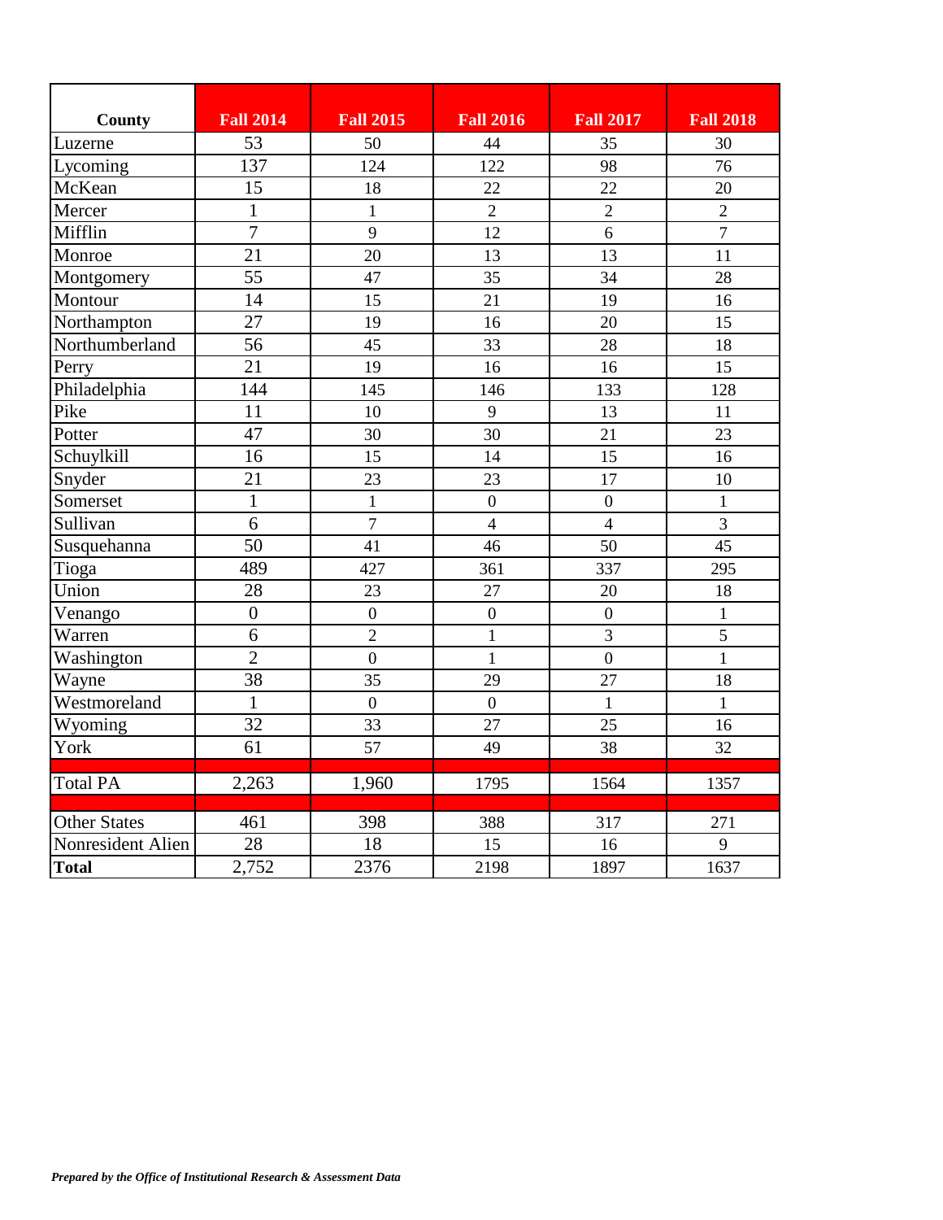| County | Fall 2014 | Fall 2015 | Fall 2016 | Fall 2017 | Fall 2018 |
|---|---|---|---|---|---|
| Luzerne | 53 | 50 | 44 | 35 | 30 |
| Lycoming | 137 | 124 | 122 | 98 | 76 |
| McKean | 15 | 18 | 22 | 22 | 20 |
| Mercer | 1 | 1 | 2 | 2 | 2 |
| Mifflin | 7 | 9 | 12 | 6 | 7 |
| Monroe | 21 | 20 | 13 | 13 | 11 |
| Montgomery | 55 | 47 | 35 | 34 | 28 |
| Montour | 14 | 15 | 21 | 19 | 16 |
| Northampton | 27 | 19 | 16 | 20 | 15 |
| Northumberland | 56 | 45 | 33 | 28 | 18 |
| Perry | 21 | 19 | 16 | 16 | 15 |
| Philadelphia | 144 | 145 | 146 | 133 | 128 |
| Pike | 11 | 10 | 9 | 13 | 11 |
| Potter | 47 | 30 | 30 | 21 | 23 |
| Schuylkill | 16 | 15 | 14 | 15 | 16 |
| Snyder | 21 | 23 | 23 | 17 | 10 |
| Somerset | 1 | 1 | 0 | 0 | 1 |
| Sullivan | 6 | 7 | 4 | 4 | 3 |
| Susquehanna | 50 | 41 | 46 | 50 | 45 |
| Tioga | 489 | 427 | 361 | 337 | 295 |
| Union | 28 | 23 | 27 | 20 | 18 |
| Venango | 0 | 0 | 0 | 0 | 1 |
| Warren | 6 | 2 | 1 | 3 | 5 |
| Washington | 2 | 0 | 1 | 0 | 1 |
| Wayne | 38 | 35 | 29 | 27 | 18 |
| Westmoreland | 1 | 0 | 0 | 1 | 1 |
| Wyoming | 32 | 33 | 27 | 25 | 16 |
| York | 61 | 57 | 49 | 38 | 32 |
| | | | | | |
| Total PA | 2,263 | 1,960 | 1795 | 1564 | 1357 |
| | | | | | |
| Other States | 461 | 398 | 388 | 317 | 271 |
| Nonresident Alien | 28 | 18 | 15 | 16 | 9 |
| **Total** | 2,752 | 2376 | 2198 | 1897 | 1637 |

***Prepared by the Office of Institutional Research & Assessment Data***